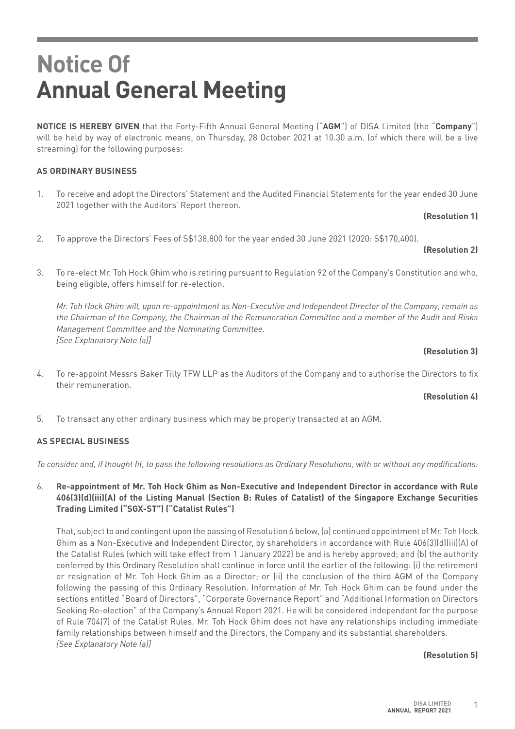# Notice Of Annual General Meeting

**NOTICE IS HEREBY GIVEN** that the Forty-Fifth Annual General Meeting ("**AGM**") of DISA Limited (the "**Company**") will be held by way of electronic means, on Thursday, 28 October 2021 at 10.30 a.m. (of which there will be a live streaming) for the following purposes:

**AS ORDINARY BUSINESS**

1. To receive and adopt the Directors' Statement and the Audited Financial Statements for the year ended 30 June 2021 together with the Auditors' Report thereon.

   **(Resolution 1)**

2. To approve the Directors' Fees of S$138,800 for the year ended 30 June 2021 (2020: S$170,400).

   **(Resolution 2)**

3. To re-elect Mr. Toh Hock Ghim who is retiring pursuant to Regulation 92 of the Company's Constitution and who, being eligible, offers himself for re-election.

   *Mr. Toh Hock Ghim will, upon re-appointment as Non-Executive and Independent Director of the Company, remain as the Chairman of the Company, the Chairman of the Remuneration Committee and a member of the Audit and Risks Management Committee and the Nominating Committee.*
   *[See Explanatory Note (a)]*

   **(Resolution 3)**

4. To re-appoint Messrs Baker Tilly TFW LLP as the Auditors of the Company and to authorise the Directors to fix their remuneration.

   **(Resolution 4)**

5. To transact any other ordinary business which may be properly transacted at an AGM.

**AS SPECIAL BUSINESS**

*To consider and, if thought fit, to pass the following resolutions as Ordinary Resolutions, with or without any modifications:*

6. **Re-appointment of Mr. Toh Hock Ghim as Non-Executive and Independent Director in accordance with Rule 406(3)(d)(iii)(A) of the Listing Manual (Section B: Rules of Catalist) of the Singapore Exchange Securities Trading Limited ("SGX-ST") ("Catalist Rules")**

   That, subject to and contingent upon the passing of Resolution 6 below, (a) continued appointment of Mr. Toh Hock Ghim as a Non-Executive and Independent Director, by shareholders in accordance with Rule 406(3)(d)(iii)(A) of the Catalist Rules (which will take effect from 1 January 2022) be and is hereby approved; and (b) the authority conferred by this Ordinary Resolution shall continue in force until the earlier of the following: (i) the retirement or resignation of Mr. Toh Hock Ghim as a Director; or (ii) the conclusion of the third AGM of the Company following the passing of this Ordinary Resolution. Information of Mr. Toh Hock Ghim can be found under the sections entitled "Board of Directors", "Corporate Governance Report" and "Additional Information on Directors Seeking Re-election" of the Company's Annual Report 2021. He will be considered independent for the purpose of Rule 704(7) of the Catalist Rules. Mr. Toh Hock Ghim does not have any relationships including immediate family relationships between himself and the Directors, the Company and its substantial shareholders.
   *[See Explanatory Note (a)]*

   **(Resolution 5)**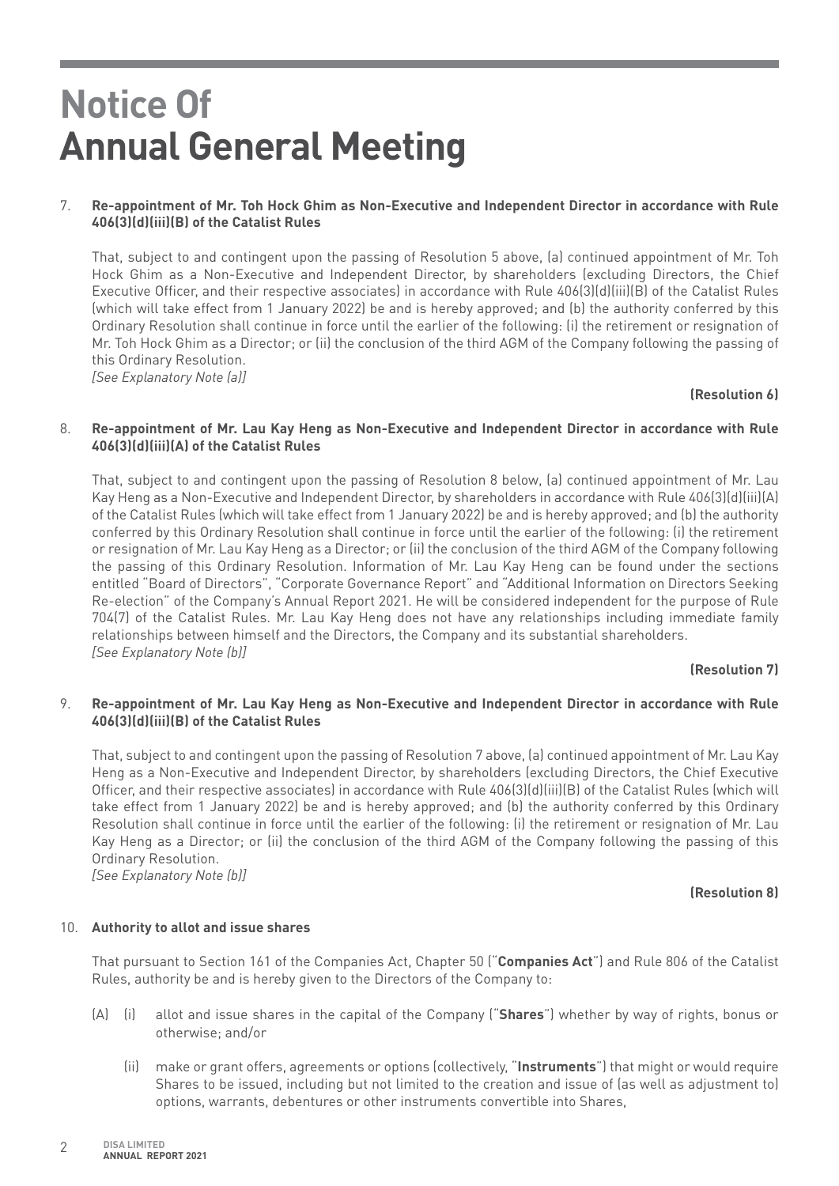# Notice Of Annual General Meeting

7. **Re-appointment of Mr. Toh Hock Ghim as Non-Executive and Independent Director in accordance with Rule 406(3)(d)(iii)(B) of the Catalist Rules**

   That, subject to and contingent upon the passing of Resolution 5 above, (a) continued appointment of Mr. Toh Hock Ghim as a Non-Executive and Independent Director, by shareholders (excluding Directors, the Chief Executive Officer, and their respective associates) in accordance with Rule 406(3)(d)(iii)(B) of the Catalist Rules (which will take effect from 1 January 2022) be and is hereby approved; and (b) the authority conferred by this Ordinary Resolution shall continue in force until the earlier of the following: (i) the retirement or resignation of Mr. Toh Hock Ghim as a Director; or (ii) the conclusion of the third AGM of the Company following the passing of this Ordinary Resolution.
   *[See Explanatory Note (a)]*

   **(Resolution 6)**

8. **Re-appointment of Mr. Lau Kay Heng as Non-Executive and Independent Director in accordance with Rule 406(3)(d)(iii)(A) of the Catalist Rules**

   That, subject to and contingent upon the passing of Resolution 8 below, (a) continued appointment of Mr. Lau Kay Heng as a Non-Executive and Independent Director, by shareholders in accordance with Rule 406(3)(d)(iii)(A) of the Catalist Rules (which will take effect from 1 January 2022) be and is hereby approved; and (b) the authority conferred by this Ordinary Resolution shall continue in force until the earlier of the following: (i) the retirement or resignation of Mr. Lau Kay Heng as a Director; or (ii) the conclusion of the third AGM of the Company following the passing of this Ordinary Resolution. Information of Mr. Lau Kay Heng can be found under the sections entitled "Board of Directors", "Corporate Governance Report" and "Additional Information on Directors Seeking Re-election" of the Company's Annual Report 2021. He will be considered independent for the purpose of Rule 704(7) of the Catalist Rules. Mr. Lau Kay Heng does not have any relationships including immediate family relationships between himself and the Directors, the Company and its substantial shareholders.
   *[See Explanatory Note (b)]*

   **(Resolution 7)**

9. **Re-appointment of Mr. Lau Kay Heng as Non-Executive and Independent Director in accordance with Rule 406(3)(d)(iii)(B) of the Catalist Rules**

   That, subject to and contingent upon the passing of Resolution 7 above, (a) continued appointment of Mr. Lau Kay Heng as a Non-Executive and Independent Director, by shareholders (excluding Directors, the Chief Executive Officer, and their respective associates) in accordance with Rule 406(3)(d)(iii)(B) of the Catalist Rules (which will take effect from 1 January 2022) be and is hereby approved; and (b) the authority conferred by this Ordinary Resolution shall continue in force until the earlier of the following: (i) the retirement or resignation of Mr. Lau Kay Heng as a Director; or (ii) the conclusion of the third AGM of the Company following the passing of this Ordinary Resolution.
   *[See Explanatory Note (b)]*

   **(Resolution 8)**

10. **Authority to allot and issue shares**

    That pursuant to Section 161 of the Companies Act, Chapter 50 ("**Companies Act**") and Rule 806 of the Catalist Rules, authority be and is hereby given to the Directors of the Company to:

    (A) (i) allot and issue shares in the capital of the Company ("**Shares**") whether by way of rights, bonus or otherwise; and/or

    (ii) make or grant offers, agreements or options (collectively, "**Instruments**") that might or would require Shares to be issued, including but not limited to the creation and issue of (as well as adjustment to) options, warrants, debentures or other instruments convertible into Shares,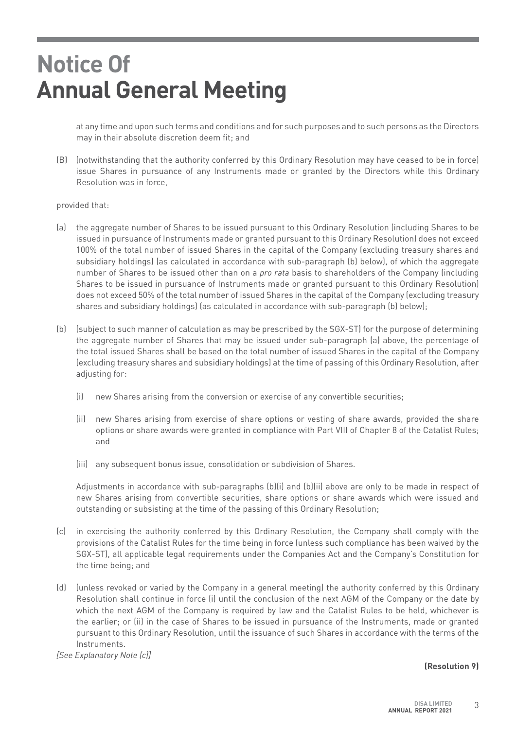# Notice Of Annual General Meeting

at any time and upon such terms and conditions and for such purposes and to such persons as the Directors may in their absolute discretion deem fit; and

(B) (notwithstanding that the authority conferred by this Ordinary Resolution may have ceased to be in force) issue Shares in pursuance of any Instruments made or granted by the Directors while this Ordinary Resolution was in force,

provided that:

(a) the aggregate number of Shares to be issued pursuant to this Ordinary Resolution (including Shares to be issued in pursuance of Instruments made or granted pursuant to this Ordinary Resolution) does not exceed 100% of the total number of issued Shares in the capital of the Company (excluding treasury shares and subsidiary holdings) (as calculated in accordance with sub-paragraph (b) below), of which the aggregate number of Shares to be issued other than on a *pro rata* basis to shareholders of the Company (including Shares to be issued in pursuance of Instruments made or granted pursuant to this Ordinary Resolution) does not exceed 50% of the total number of issued Shares in the capital of the Company (excluding treasury shares and subsidiary holdings) (as calculated in accordance with sub-paragraph (b) below);

(b) (subject to such manner of calculation as may be prescribed by the SGX-ST) for the purpose of determining the aggregate number of Shares that may be issued under sub-paragraph (a) above, the percentage of the total issued Shares shall be based on the total number of issued Shares in the capital of the Company (excluding treasury shares and subsidiary holdings) at the time of passing of this Ordinary Resolution, after adjusting for:

   (i) new Shares arising from the conversion or exercise of any convertible securities;

   (ii) new Shares arising from exercise of share options or vesting of share awards, provided the share options or share awards were granted in compliance with Part VIII of Chapter 8 of the Catalist Rules; and

   (iii) any subsequent bonus issue, consolidation or subdivision of Shares.

   Adjustments in accordance with sub-paragraphs (b)(i) and (b)(ii) above are only to be made in respect of new Shares arising from convertible securities, share options or share awards which were issued and outstanding or subsisting at the time of the passing of this Ordinary Resolution;

(c) in exercising the authority conferred by this Ordinary Resolution, the Company shall comply with the provisions of the Catalist Rules for the time being in force (unless such compliance has been waived by the SGX-ST), all applicable legal requirements under the Companies Act and the Company's Constitution for the time being; and

(d) (unless revoked or varied by the Company in a general meeting) the authority conferred by this Ordinary Resolution shall continue in force (i) until the conclusion of the next AGM of the Company or the date by which the next AGM of the Company is required by law and the Catalist Rules to be held, whichever is the earlier; or (ii) in the case of Shares to be issued in pursuance of the Instruments, made or granted pursuant to this Ordinary Resolution, until the issuance of such Shares in accordance with the terms of the Instruments.

*[See Explanatory Note (c)]*

**(Resolution 9)**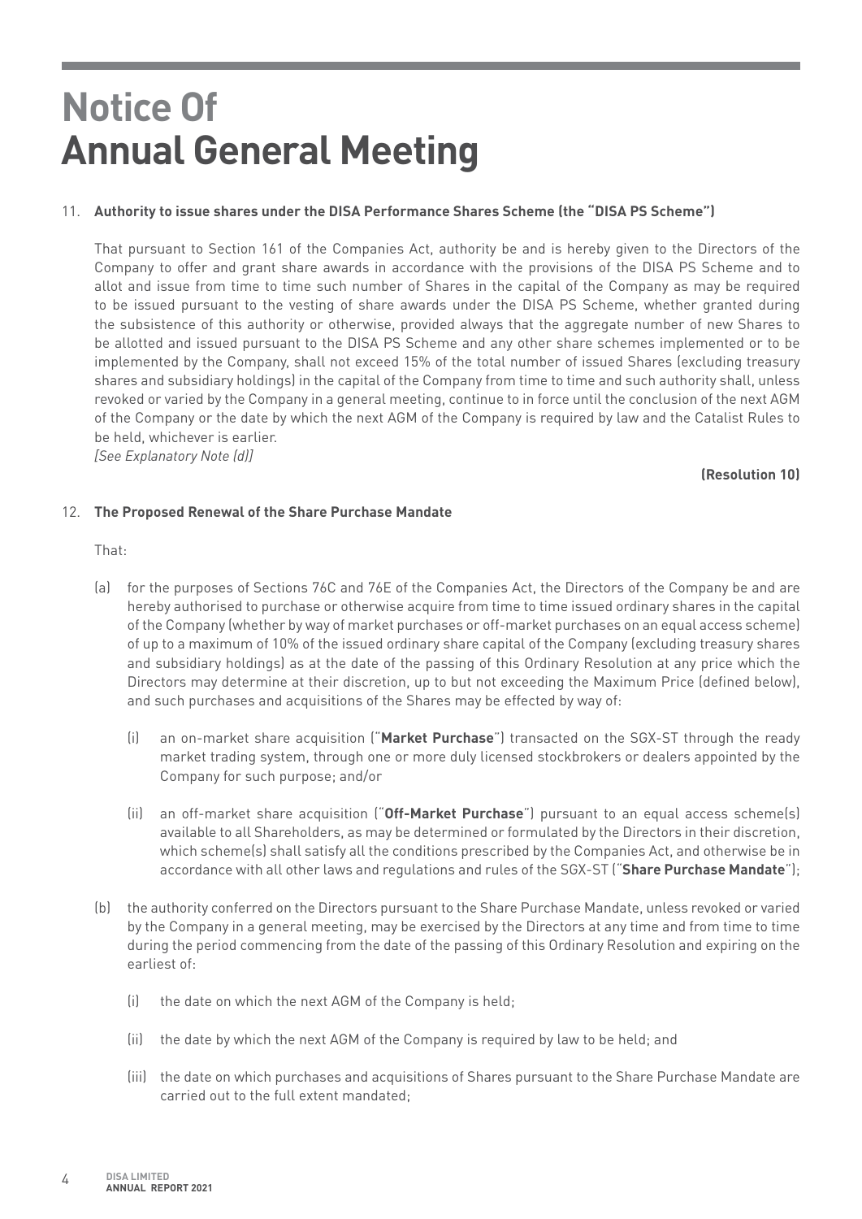# Notice Of
# Annual General Meeting

11. **Authority to issue shares under the DISA Performance Shares Scheme (the "DISA PS Scheme")**

That pursuant to Section 161 of the Companies Act, authority be and is hereby given to the Directors of the Company to offer and grant share awards in accordance with the provisions of the DISA PS Scheme and to allot and issue from time to time such number of Shares in the capital of the Company as may be required to be issued pursuant to the vesting of share awards under the DISA PS Scheme, whether granted during the subsistence of this authority or otherwise, provided always that the aggregate number of new Shares to be allotted and issued pursuant to the DISA PS Scheme and any other share schemes implemented or to be implemented by the Company, shall not exceed 15% of the total number of issued Shares (excluding treasury shares and subsidiary holdings) in the capital of the Company from time to time and such authority shall, unless revoked or varied by the Company in a general meeting, continue to in force until the conclusion of the next AGM of the Company or the date by which the next AGM of the Company is required by law and the Catalist Rules to be held, whichever is earlier.
*[See Explanatory Note (d)]*

**(Resolution 10)**

12. **The Proposed Renewal of the Share Purchase Mandate**

That:

(a) for the purposes of Sections 76C and 76E of the Companies Act, the Directors of the Company be and are hereby authorised to purchase or otherwise acquire from time to time issued ordinary shares in the capital of the Company (whether by way of market purchases or off-market purchases on an equal access scheme) of up to a maximum of 10% of the issued ordinary share capital of the Company (excluding treasury shares and subsidiary holdings) as at the date of the passing of this Ordinary Resolution at any price which the Directors may determine at their discretion, up to but not exceeding the Maximum Price (defined below), and such purchases and acquisitions of the Shares may be effected by way of:

   (i) an on-market share acquisition ("**Market Purchase**") transacted on the SGX-ST through the ready market trading system, through one or more duly licensed stockbrokers or dealers appointed by the Company for such purpose; and/or

   (ii) an off-market share acquisition ("**Off-Market Purchase**") pursuant to an equal access scheme(s) available to all Shareholders, as may be determined or formulated by the Directors in their discretion, which scheme(s) shall satisfy all the conditions prescribed by the Companies Act, and otherwise be in accordance with all other laws and regulations and rules of the SGX-ST ("**Share Purchase Mandate**");

(b) the authority conferred on the Directors pursuant to the Share Purchase Mandate, unless revoked or varied by the Company in a general meeting, may be exercised by the Directors at any time and from time to time during the period commencing from the date of the passing of this Ordinary Resolution and expiring on the earliest of:

   (i) the date on which the next AGM of the Company is held;

   (ii) the date by which the next AGM of the Company is required by law to be held; and

   (iii) the date on which purchases and acquisitions of Shares pursuant to the Share Purchase Mandate are carried out to the full extent mandated;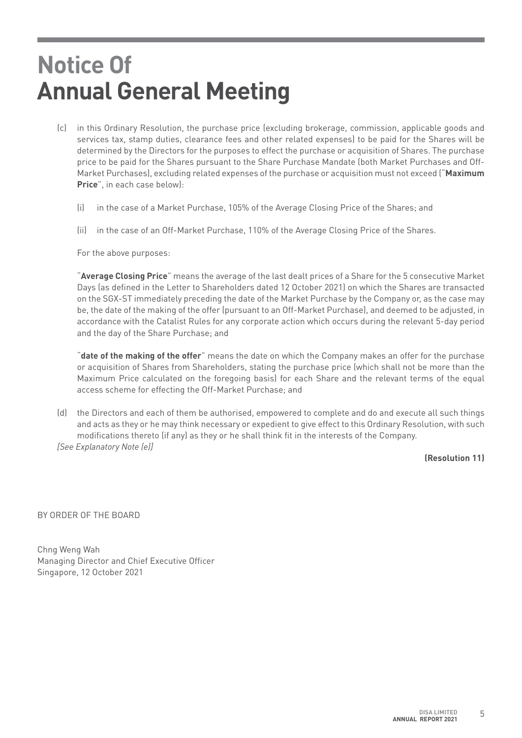# Notice Of Annual General Meeting

(c) in this Ordinary Resolution, the purchase price (excluding brokerage, commission, applicable goods and services tax, stamp duties, clearance fees and other related expenses) to be paid for the Shares will be determined by the Directors for the purposes to effect the purchase or acquisition of Shares. The purchase price to be paid for the Shares pursuant to the Share Purchase Mandate (both Market Purchases and Off-Market Purchases), excluding related expenses of the purchase or acquisition must not exceed ("**Maximum Price**", in each case below):

   (i) in the case of a Market Purchase, 105% of the Average Closing Price of the Shares; and

   (ii) in the case of an Off-Market Purchase, 110% of the Average Closing Price of the Shares.

   For the above purposes:

   "**Average Closing Price**" means the average of the last dealt prices of a Share for the 5 consecutive Market Days (as defined in the Letter to Shareholders dated 12 October 2021) on which the Shares are transacted on the SGX-ST immediately preceding the date of the Market Purchase by the Company or, as the case may be, the date of the making of the offer (pursuant to an Off-Market Purchase), and deemed to be adjusted, in accordance with the Catalist Rules for any corporate action which occurs during the relevant 5-day period and the day of the Share Purchase; and

   "**date of the making of the offer**" means the date on which the Company makes an offer for the purchase or acquisition of Shares from Shareholders, stating the purchase price (which shall not be more than the Maximum Price calculated on the foregoing basis) for each Share and the relevant terms of the equal access scheme for effecting the Off-Market Purchase; and

(d) the Directors and each of them be authorised, empowered to complete and do and execute all such things and acts as they or he may think necessary or expedient to give effect to this Ordinary Resolution, with such modifications thereto (if any) as they or he shall think fit in the interests of the Company.

*[See Explanatory Note (e)]*

**(Resolution 11)**

BY ORDER OF THE BOARD

Chng Weng Wah
Managing Director and Chief Executive Officer
Singapore, 12 October 2021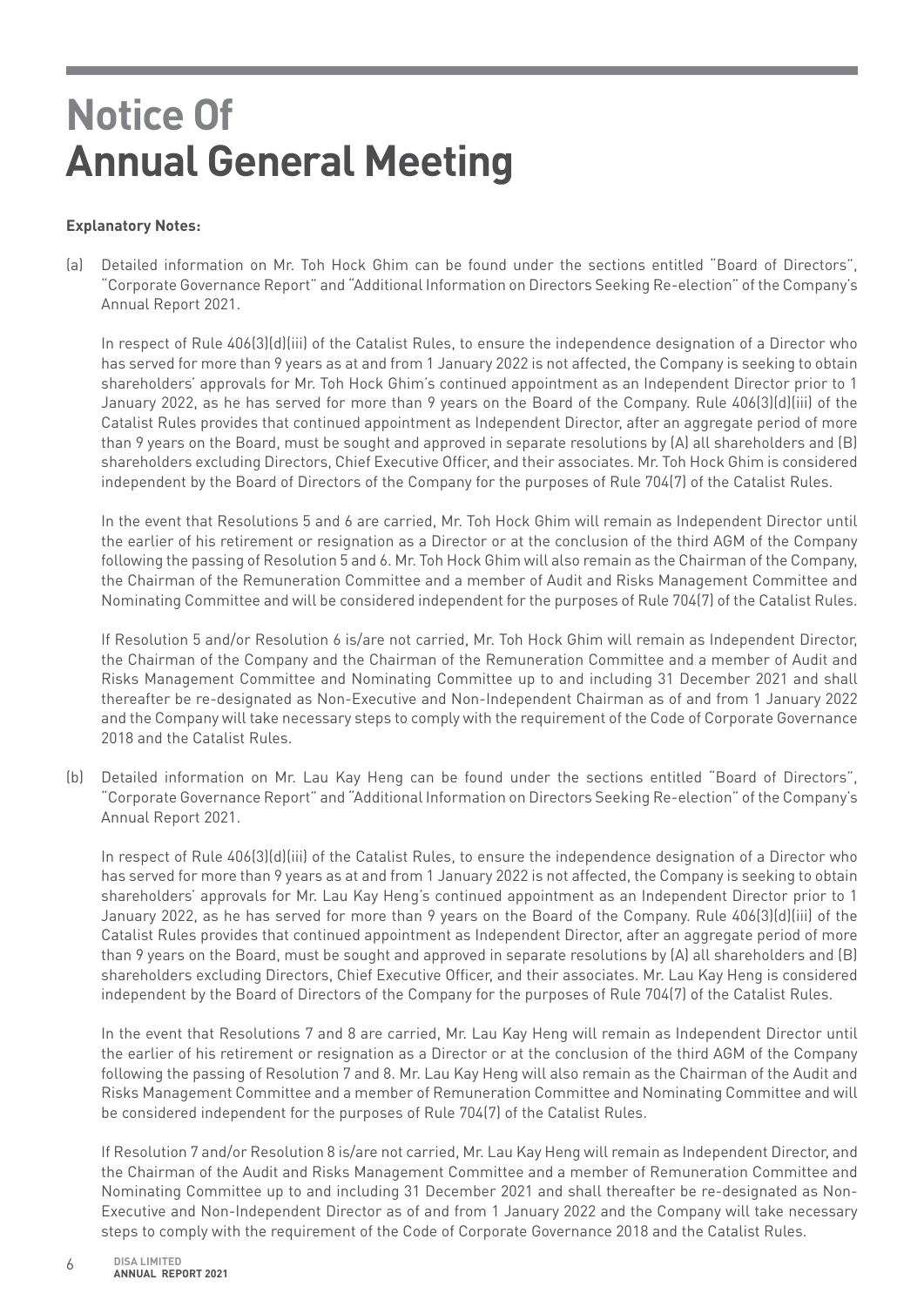# Notice Of Annual General Meeting

**Explanatory Notes:**

(a) Detailed information on Mr. Toh Hock Ghim can be found under the sections entitled "Board of Directors", "Corporate Governance Report" and "Additional Information on Directors Seeking Re-election" of the Company's Annual Report 2021.

In respect of Rule 406(3)(d)(iii) of the Catalist Rules, to ensure the independence designation of a Director who has served for more than 9 years as at and from 1 January 2022 is not affected, the Company is seeking to obtain shareholders' approvals for Mr. Toh Hock Ghim's continued appointment as an Independent Director prior to 1 January 2022, as he has served for more than 9 years on the Board of the Company. Rule 406(3)(d)(iii) of the Catalist Rules provides that continued appointment as Independent Director, after an aggregate period of more than 9 years on the Board, must be sought and approved in separate resolutions by (A) all shareholders and (B) shareholders excluding Directors, Chief Executive Officer, and their associates. Mr. Toh Hock Ghim is considered independent by the Board of Directors of the Company for the purposes of Rule 704(7) of the Catalist Rules.

In the event that Resolutions 5 and 6 are carried, Mr. Toh Hock Ghim will remain as Independent Director until the earlier of his retirement or resignation as a Director or at the conclusion of the third AGM of the Company following the passing of Resolution 5 and 6. Mr. Toh Hock Ghim will also remain as the Chairman of the Company, the Chairman of the Remuneration Committee and a member of Audit and Risks Management Committee and Nominating Committee and will be considered independent for the purposes of Rule 704(7) of the Catalist Rules.

If Resolution 5 and/or Resolution 6 is/are not carried, Mr. Toh Hock Ghim will remain as Independent Director, the Chairman of the Company and the Chairman of the Remuneration Committee and a member of Audit and Risks Management Committee and Nominating Committee up to and including 31 December 2021 and shall thereafter be re-designated as Non-Executive and Non-Independent Chairman as of and from 1 January 2022 and the Company will take necessary steps to comply with the requirement of the Code of Corporate Governance 2018 and the Catalist Rules.

(b) Detailed information on Mr. Lau Kay Heng can be found under the sections entitled "Board of Directors", "Corporate Governance Report" and "Additional Information on Directors Seeking Re-election" of the Company's Annual Report 2021.

In respect of Rule 406(3)(d)(iii) of the Catalist Rules, to ensure the independence designation of a Director who has served for more than 9 years as at and from 1 January 2022 is not affected, the Company is seeking to obtain shareholders' approvals for Mr. Lau Kay Heng's continued appointment as an Independent Director prior to 1 January 2022, as he has served for more than 9 years on the Board of the Company. Rule 406(3)(d)(iii) of the Catalist Rules provides that continued appointment as Independent Director, after an aggregate period of more than 9 years on the Board, must be sought and approved in separate resolutions by (A) all shareholders and (B) shareholders excluding Directors, Chief Executive Officer, and their associates. Mr. Lau Kay Heng is considered independent by the Board of Directors of the Company for the purposes of Rule 704(7) of the Catalist Rules.

In the event that Resolutions 7 and 8 are carried, Mr. Lau Kay Heng will remain as Independent Director until the earlier of his retirement or resignation as a Director or at the conclusion of the third AGM of the Company following the passing of Resolution 7 and 8. Mr. Lau Kay Heng will also remain as the Chairman of the Audit and Risks Management Committee and a member of Remuneration Committee and Nominating Committee and will be considered independent for the purposes of Rule 704(7) of the Catalist Rules.

If Resolution 7 and/or Resolution 8 is/are not carried, Mr. Lau Kay Heng will remain as Independent Director, and the Chairman of the Audit and Risks Management Committee and a member of Remuneration Committee and Nominating Committee up to and including 31 December 2021 and shall thereafter be re-designated as Non-Executive and Non-Independent Director as of and from 1 January 2022 and the Company will take necessary steps to comply with the requirement of the Code of Corporate Governance 2018 and the Catalist Rules.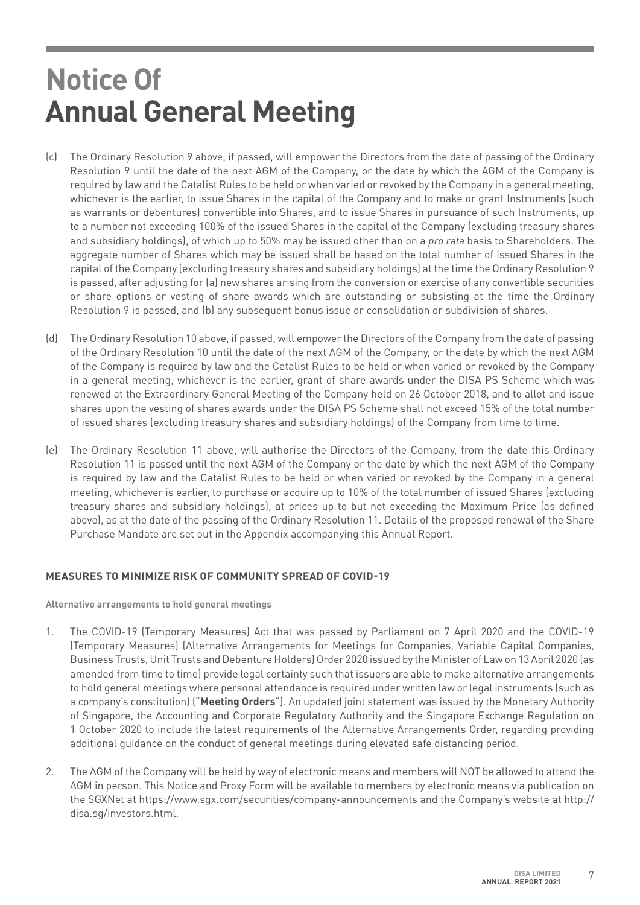# Notice Of Annual General Meeting

(c) The Ordinary Resolution 9 above, if passed, will empower the Directors from the date of passing of the Ordinary Resolution 9 until the date of the next AGM of the Company, or the date by which the AGM of the Company is required by law and the Catalist Rules to be held or when varied or revoked by the Company in a general meeting, whichever is the earlier, to issue Shares in the capital of the Company and to make or grant Instruments (such as warrants or debentures) convertible into Shares, and to issue Shares in pursuance of such Instruments, up to a number not exceeding 100% of the issued Shares in the capital of the Company (excluding treasury shares and subsidiary holdings), of which up to 50% may be issued other than on a *pro rata* basis to Shareholders. The aggregate number of Shares which may be issued shall be based on the total number of issued Shares in the capital of the Company (excluding treasury shares and subsidiary holdings) at the time the Ordinary Resolution 9 is passed, after adjusting for (a) new shares arising from the conversion or exercise of any convertible securities or share options or vesting of share awards which are outstanding or subsisting at the time the Ordinary Resolution 9 is passed, and (b) any subsequent bonus issue or consolidation or subdivision of shares.

(d) The Ordinary Resolution 10 above, if passed, will empower the Directors of the Company from the date of passing of the Ordinary Resolution 10 until the date of the next AGM of the Company, or the date by which the next AGM of the Company is required by law and the Catalist Rules to be held or when varied or revoked by the Company in a general meeting, whichever is the earlier, grant of share awards under the DISA PS Scheme which was renewed at the Extraordinary General Meeting of the Company held on 26 October 2018, and to allot and issue shares upon the vesting of shares awards under the DISA PS Scheme shall not exceed 15% of the total number of issued shares (excluding treasury shares and subsidiary holdings) of the Company from time to time.

(e) The Ordinary Resolution 11 above, will authorise the Directors of the Company, from the date this Ordinary Resolution 11 is passed until the next AGM of the Company or the date by which the next AGM of the Company is required by law and the Catalist Rules to be held or when varied or revoked by the Company in a general meeting, whichever is earlier, to purchase or acquire up to 10% of the total number of issued Shares (excluding treasury shares and subsidiary holdings), at prices up to but not exceeding the Maximum Price (as defined above), as at the date of the passing of the Ordinary Resolution 11. Details of the proposed renewal of the Share Purchase Mandate are set out in the Appendix accompanying this Annual Report.

**MEASURES TO MINIMIZE RISK OF COMMUNITY SPREAD OF COVID-19**

**Alternative arrangements to hold general meetings**

1. The COVID-19 (Temporary Measures) Act that was passed by Parliament on 7 April 2020 and the COVID-19 (Temporary Measures) (Alternative Arrangements for Meetings for Companies, Variable Capital Companies, Business Trusts, Unit Trusts and Debenture Holders) Order 2020 issued by the Minister of Law on 13 April 2020 (as amended from time to time) provide legal certainty such that issuers are able to make alternative arrangements to hold general meetings where personal attendance is required under written law or legal instruments (such as a company's constitution) ("**Meeting Orders**"). An updated joint statement was issued by the Monetary Authority of Singapore, the Accounting and Corporate Regulatory Authority and the Singapore Exchange Regulation on 1 October 2020 to include the latest requirements of the Alternative Arrangements Order, regarding providing additional guidance on the conduct of general meetings during elevated safe distancing period.

2. The AGM of the Company will be held by way of electronic means and members will NOT be allowed to attend the AGM in person. This Notice and Proxy Form will be available to members by electronic means via publication on the SGXNet at https://www.sgx.com/securities/company-announcements and the Company's website at http://disa.sg/investors.html.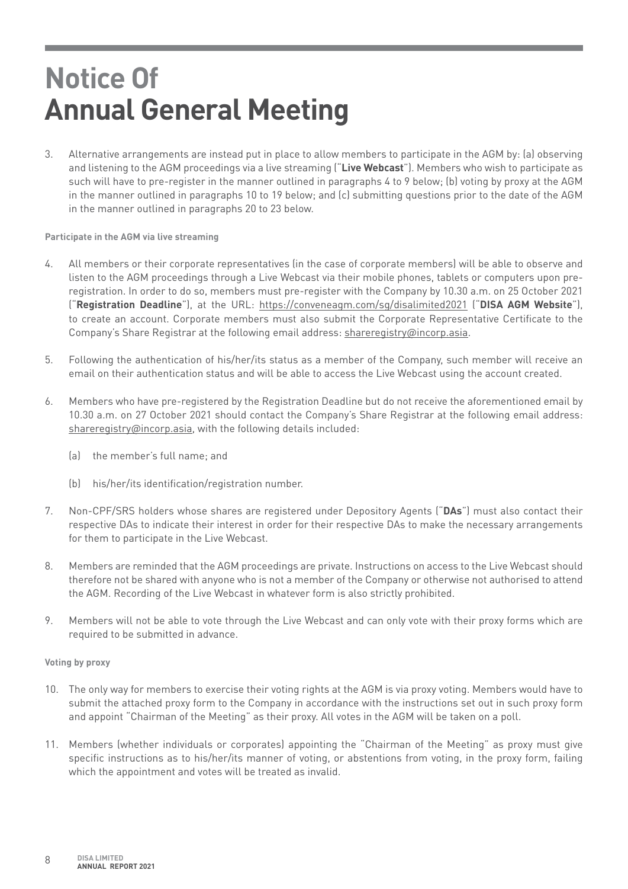# Notice Of Annual General Meeting

3. Alternative arrangements are instead put in place to allow members to participate in the AGM by: (a) observing and listening to the AGM proceedings via a live streaming ("**Live Webcast**"). Members who wish to participate as such will have to pre-register in the manner outlined in paragraphs 4 to 9 below; (b) voting by proxy at the AGM in the manner outlined in paragraphs 10 to 19 below; and (c) submitting questions prior to the date of the AGM in the manner outlined in paragraphs 20 to 23 below.

**Participate in the AGM via live streaming**

4. All members or their corporate representatives (in the case of corporate members) will be able to observe and listen to the AGM proceedings through a Live Webcast via their mobile phones, tablets or computers upon pre-registration. In order to do so, members must pre-register with the Company by 10.30 a.m. on 25 October 2021 ("**Registration Deadline**"), at the URL: https://conveneagm.com/sg/disalimited2021 ("**DISA AGM Website**"), to create an account. Corporate members must also submit the Corporate Representative Certificate to the Company's Share Registrar at the following email address: shareregistry@incorp.asia.

5. Following the authentication of his/her/its status as a member of the Company, such member will receive an email on their authentication status and will be able to access the Live Webcast using the account created.

6. Members who have pre-registered by the Registration Deadline but do not receive the aforementioned email by 10.30 a.m. on 27 October 2021 should contact the Company's Share Registrar at the following email address: shareregistry@incorp.asia, with the following details included:

   (a) the member's full name; and

   (b) his/her/its identification/registration number.

7. Non-CPF/SRS holders whose shares are registered under Depository Agents ("**DAs**") must also contact their respective DAs to indicate their interest in order for their respective DAs to make the necessary arrangements for them to participate in the Live Webcast.

8. Members are reminded that the AGM proceedings are private. Instructions on access to the Live Webcast should therefore not be shared with anyone who is not a member of the Company or otherwise not authorised to attend the AGM. Recording of the Live Webcast in whatever form is also strictly prohibited.

9. Members will not be able to vote through the Live Webcast and can only vote with their proxy forms which are required to be submitted in advance.

**Voting by proxy**

10. The only way for members to exercise their voting rights at the AGM is via proxy voting. Members would have to submit the attached proxy form to the Company in accordance with the instructions set out in such proxy form and appoint "Chairman of the Meeting" as their proxy. All votes in the AGM will be taken on a poll.

11. Members (whether individuals or corporates) appointing the "Chairman of the Meeting" as proxy must give specific instructions as to his/her/its manner of voting, or abstentions from voting, in the proxy form, failing which the appointment and votes will be treated as invalid.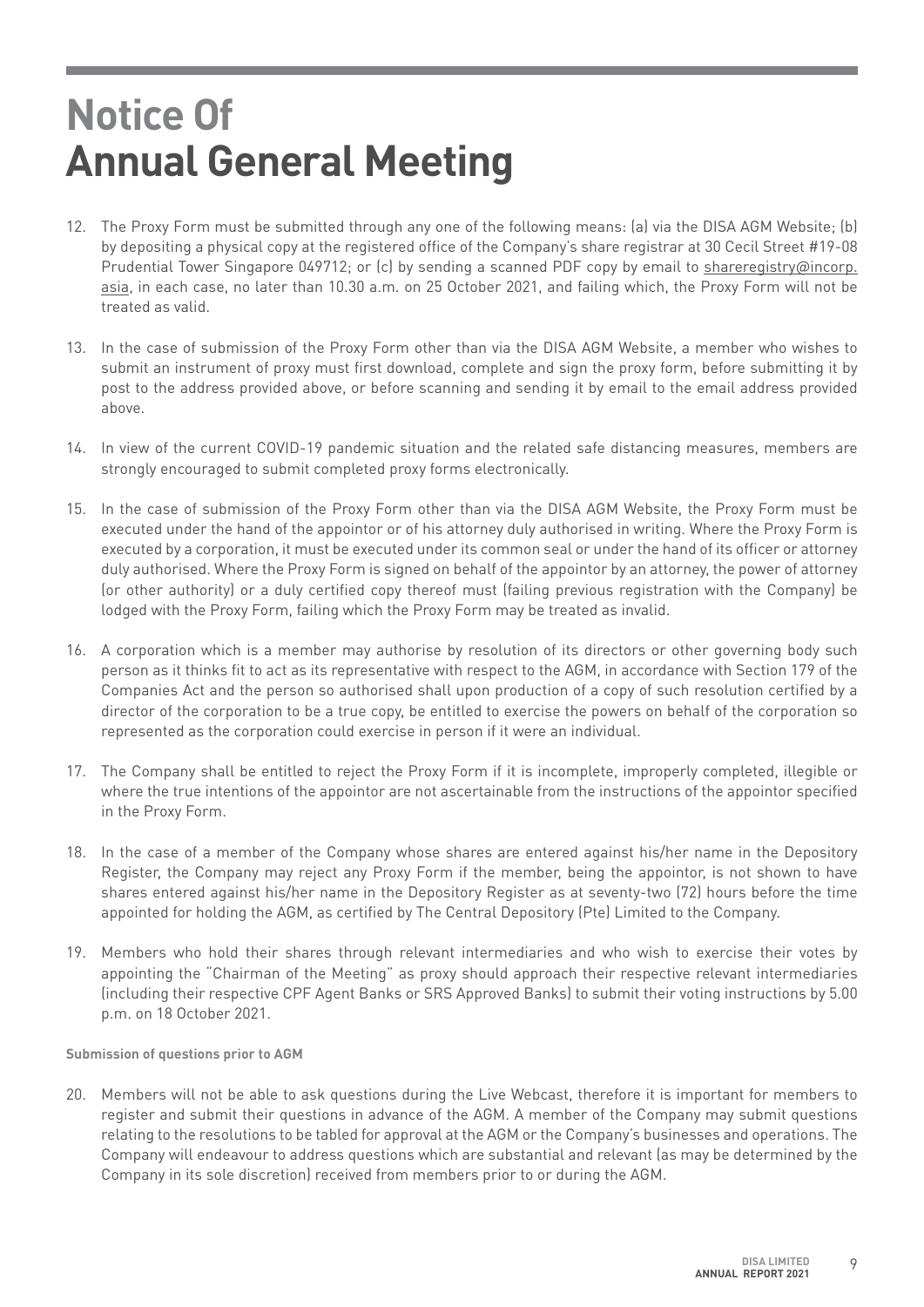# Notice Of Annual General Meeting

12. The Proxy Form must be submitted through any one of the following means: (a) via the DISA AGM Website; (b) by depositing a physical copy at the registered office of the Company's share registrar at 30 Cecil Street #19-08 Prudential Tower Singapore 049712; or (c) by sending a scanned PDF copy by email to shareregistry@incorp.asia, in each case, no later than 10.30 a.m. on 25 October 2021, and failing which, the Proxy Form will not be treated as valid.

13. In the case of submission of the Proxy Form other than via the DISA AGM Website, a member who wishes to submit an instrument of proxy must first download, complete and sign the proxy form, before submitting it by post to the address provided above, or before scanning and sending it by email to the email address provided above.

14. In view of the current COVID-19 pandemic situation and the related safe distancing measures, members are strongly encouraged to submit completed proxy forms electronically.

15. In the case of submission of the Proxy Form other than via the DISA AGM Website, the Proxy Form must be executed under the hand of the appointor or of his attorney duly authorised in writing. Where the Proxy Form is executed by a corporation, it must be executed under its common seal or under the hand of its officer or attorney duly authorised. Where the Proxy Form is signed on behalf of the appointor by an attorney, the power of attorney (or other authority) or a duly certified copy thereof must (failing previous registration with the Company) be lodged with the Proxy Form, failing which the Proxy Form may be treated as invalid.

16. A corporation which is a member may authorise by resolution of its directors or other governing body such person as it thinks fit to act as its representative with respect to the AGM, in accordance with Section 179 of the Companies Act and the person so authorised shall upon production of a copy of such resolution certified by a director of the corporation to be a true copy, be entitled to exercise the powers on behalf of the corporation so represented as the corporation could exercise in person if it were an individual.

17. The Company shall be entitled to reject the Proxy Form if it is incomplete, improperly completed, illegible or where the true intentions of the appointor are not ascertainable from the instructions of the appointor specified in the Proxy Form.

18. In the case of a member of the Company whose shares are entered against his/her name in the Depository Register, the Company may reject any Proxy Form if the member, being the appointor, is not shown to have shares entered against his/her name in the Depository Register as at seventy-two (72) hours before the time appointed for holding the AGM, as certified by The Central Depository (Pte) Limited to the Company.

19. Members who hold their shares through relevant intermediaries and who wish to exercise their votes by appointing the "Chairman of the Meeting" as proxy should approach their respective relevant intermediaries (including their respective CPF Agent Banks or SRS Approved Banks) to submit their voting instructions by 5.00 p.m. on 18 October 2021.

**Submission of questions prior to AGM**

20. Members will not be able to ask questions during the Live Webcast, therefore it is important for members to register and submit their questions in advance of the AGM. A member of the Company may submit questions relating to the resolutions to be tabled for approval at the AGM or the Company's businesses and operations. The Company will endeavour to address questions which are substantial and relevant (as may be determined by the Company in its sole discretion) received from members prior to or during the AGM.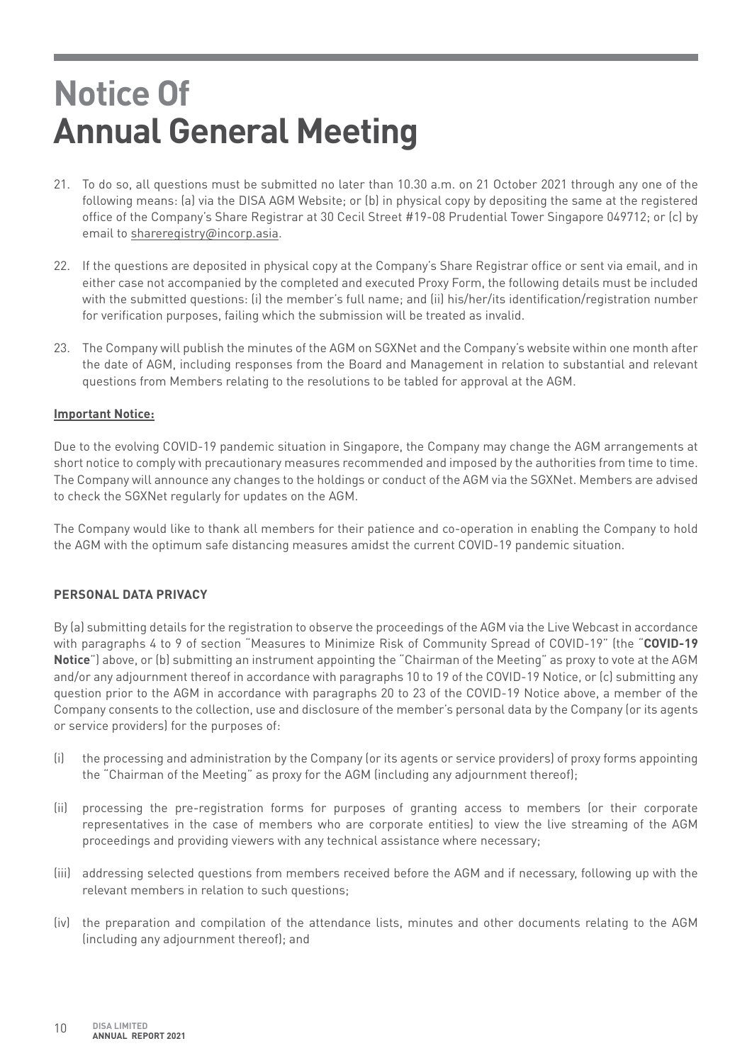# Notice Of Annual General Meeting

21. To do so, all questions must be submitted no later than 10.30 a.m. on 21 October 2021 through any one of the following means: (a) via the DISA AGM Website; or (b) in physical copy by depositing the same at the registered office of the Company's Share Registrar at 30 Cecil Street #19-08 Prudential Tower Singapore 049712; or (c) by email to shareregistry@incorp.asia.

22. If the questions are deposited in physical copy at the Company's Share Registrar office or sent via email, and in either case not accompanied by the completed and executed Proxy Form, the following details must be included with the submitted questions: (i) the member's full name; and (ii) his/her/its identification/registration number for verification purposes, failing which the submission will be treated as invalid.

23. The Company will publish the minutes of the AGM on SGXNet and the Company's website within one month after the date of AGM, including responses from the Board and Management in relation to substantial and relevant questions from Members relating to the resolutions to be tabled for approval at the AGM.

**Important Notice:**

Due to the evolving COVID-19 pandemic situation in Singapore, the Company may change the AGM arrangements at short notice to comply with precautionary measures recommended and imposed by the authorities from time to time. The Company will announce any changes to the holdings or conduct of the AGM via the SGXNet. Members are advised to check the SGXNet regularly for updates on the AGM.

The Company would like to thank all members for their patience and co-operation in enabling the Company to hold the AGM with the optimum safe distancing measures amidst the current COVID-19 pandemic situation.

**PERSONAL DATA PRIVACY**

By (a) submitting details for the registration to observe the proceedings of the AGM via the Live Webcast in accordance with paragraphs 4 to 9 of section "Measures to Minimize Risk of Community Spread of COVID-19" (the "**COVID-19 Notice**") above, or (b) submitting an instrument appointing the "Chairman of the Meeting" as proxy to vote at the AGM and/or any adjournment thereof in accordance with paragraphs 10 to 19 of the COVID-19 Notice, or (c) submitting any question prior to the AGM in accordance with paragraphs 20 to 23 of the COVID-19 Notice above, a member of the Company consents to the collection, use and disclosure of the member's personal data by the Company (or its agents or service providers) for the purposes of:

(i) the processing and administration by the Company (or its agents or service providers) of proxy forms appointing the "Chairman of the Meeting" as proxy for the AGM (including any adjournment thereof);

(ii) processing the pre-registration forms for purposes of granting access to members (or their corporate representatives in the case of members who are corporate entities) to view the live streaming of the AGM proceedings and providing viewers with any technical assistance where necessary;

(iii) addressing selected questions from members received before the AGM and if necessary, following up with the relevant members in relation to such questions;

(iv) the preparation and compilation of the attendance lists, minutes and other documents relating to the AGM (including any adjournment thereof); and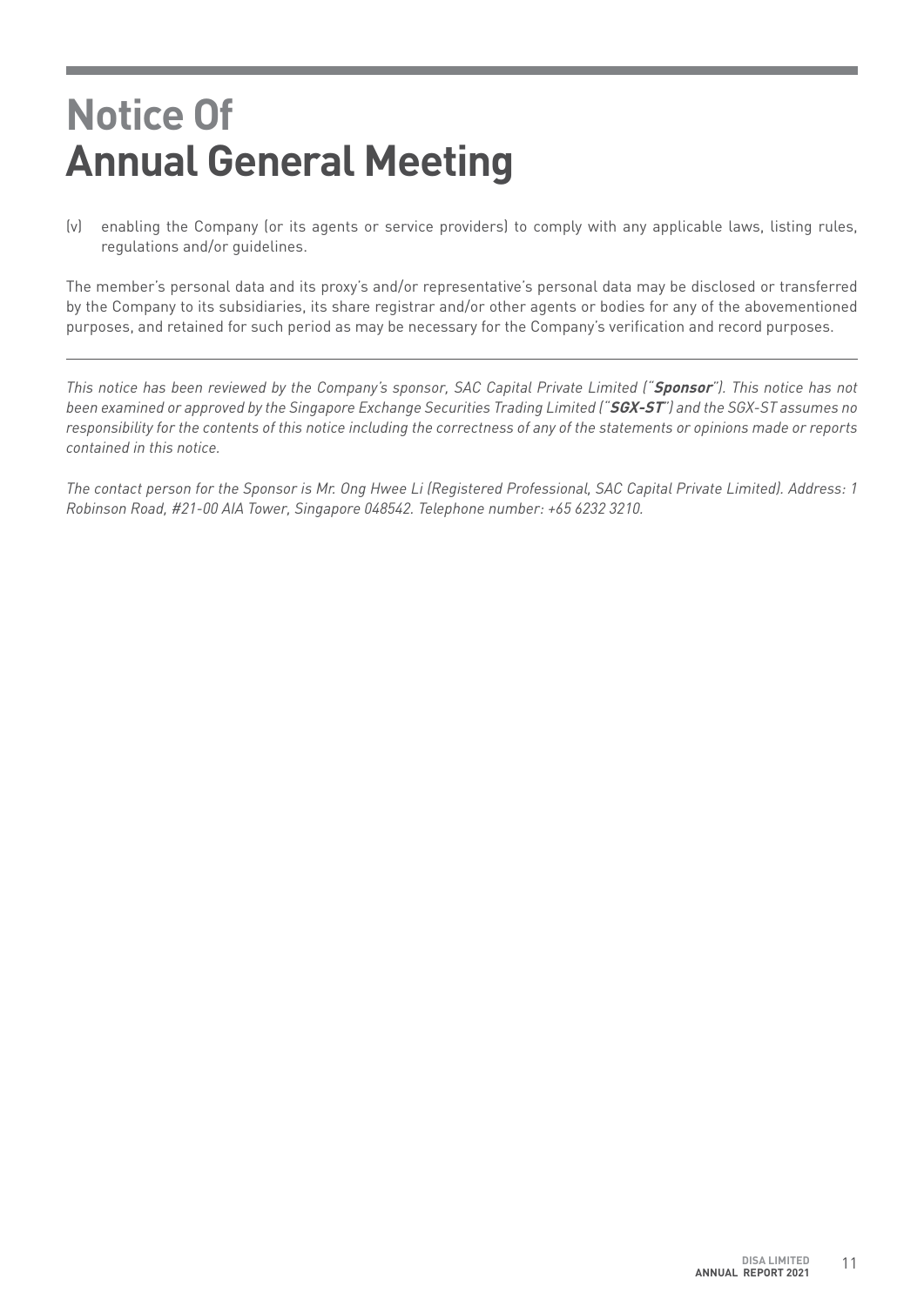# Notice Of Annual General Meeting

(v) enabling the Company (or its agents or service providers) to comply with any applicable laws, listing rules, regulations and/or guidelines.

The member's personal data and its proxy's and/or representative's personal data may be disclosed or transferred by the Company to its subsidiaries, its share registrar and/or other agents or bodies for any of the abovementioned purposes, and retained for such period as may be necessary for the Company's verification and record purposes.

---

*This notice has been reviewed by the Company's sponsor, SAC Capital Private Limited ("**Sponsor**"). This notice has not been examined or approved by the Singapore Exchange Securities Trading Limited ("**SGX-ST**") and the SGX-ST assumes no responsibility for the contents of this notice including the correctness of any of the statements or opinions made or reports contained in this notice.*

*The contact person for the Sponsor is Mr. Ong Hwee Li (Registered Professional, SAC Capital Private Limited). Address: 1 Robinson Road, #21-00 AIA Tower, Singapore 048542. Telephone number: +65 6232 3210.*